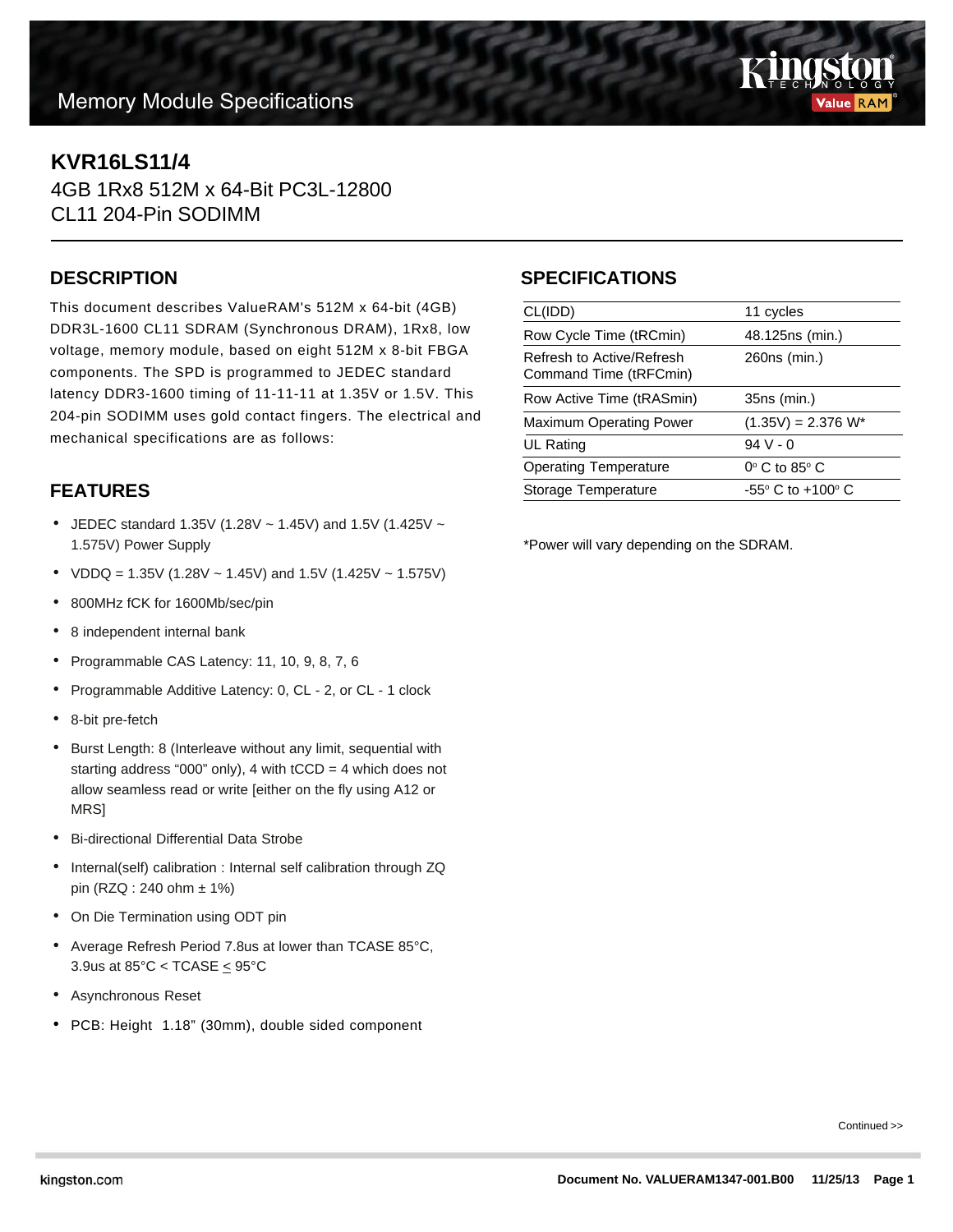Memory Module Specifications

# KVR16LS11/4

4GB 1Rx8 512M x 64-Bit PC3L-12800
CL11 204-Pin SODIMM

## DESCRIPTION

This document describes ValueRAM's 512M x 64-bit (4GB) DDR3L-1600 CL11 SDRAM (Synchronous DRAM), 1Rx8, low voltage, memory module, based on eight 512M x 8-bit FBGA components. The SPD is programmed to JEDEC standard latency DDR3-1600 timing of 11-11-11 at 1.35V or 1.5V. This 204-pin SODIMM uses gold contact fingers. The electrical and mechanical specifications are as follows:

## FEATURES

- JEDEC standard 1.35V (1.28V ~ 1.45V) and 1.5V (1.425V ~ 1.575V) Power Supply
- VDDQ = 1.35V (1.28V ~ 1.45V) and 1.5V (1.425V ~ 1.575V)
- 800MHz fCK for 1600Mb/sec/pin
- 8 independent internal bank
- Programmable CAS Latency: 11, 10, 9, 8, 7, 6
- Programmable Additive Latency: 0, CL - 2, or CL - 1 clock
- 8-bit pre-fetch
- Burst Length: 8 (Interleave without any limit, sequential with starting address “000” only), 4 with tCCD = 4 which does not allow seamless read or write [either on the fly using A12 or MRS]
- Bi-directional Differential Data Strobe
- Internal(self) calibration : Internal self calibration through ZQ pin (RZQ : 240 ohm ± 1%)
- On Die Termination using ODT pin
- Average Refresh Period 7.8us at lower than TCASE 85°C, 3.9us at 85°C < TCASE ≤ 95°C
- Asynchronous Reset
- PCB: Height 1.18” (30mm), double sided component

## SPECIFICATIONS

| | |
|---|---|
| CL(IDD) | 11 cycles |
| Row Cycle Time (tRCmin) | 48.125ns (min.) |
| Refresh to Active/Refresh Command Time (tRFCmin) | 260ns (min.) |
| Row Active Time (tRASmin) | 35ns (min.) |
| Maximum Operating Power | (1.35V) = 2.376 W* |
| UL Rating | 94 V - 0 |
| Operating Temperature | $0^{o}$ C to $85^{o}$ C |
| Storage Temperature | $-55^{o}$ C to $+100^{o}$ C |

*Power will vary depending on the SDRAM.

Continued >>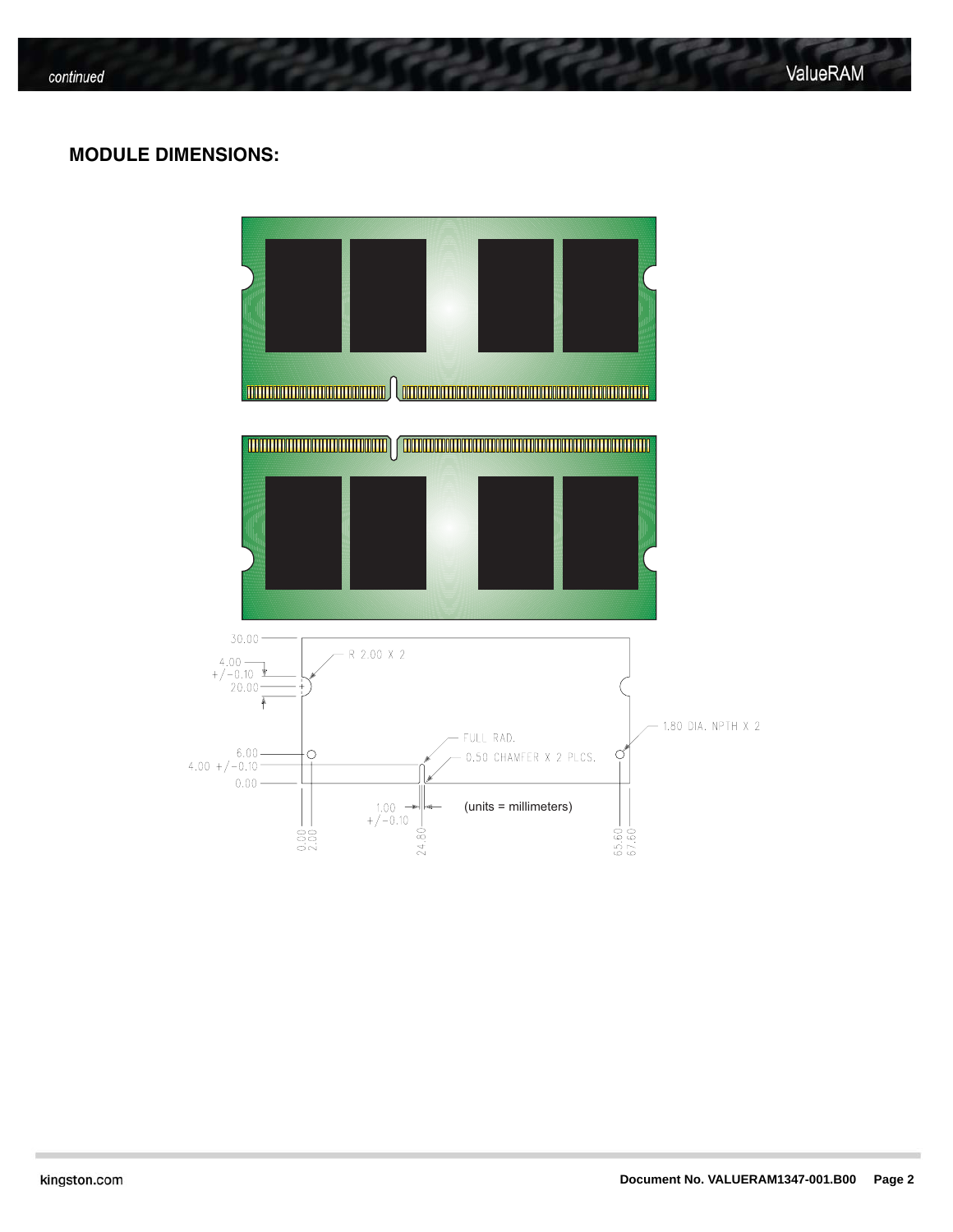## MODULE DIMENSIONS:

30.00

4.00
+/-0.10

20.00

R 2.00 X 2

1.80 DIA. NPTH X 2

FULL RAD.

0.50 CHAMFER X 2 PLCS.

6.00

4.00 +/-0.10

0.00

1.00
+/-0.10

(units = millimeters)

0.00
2.00

24.80

65.60
67.60